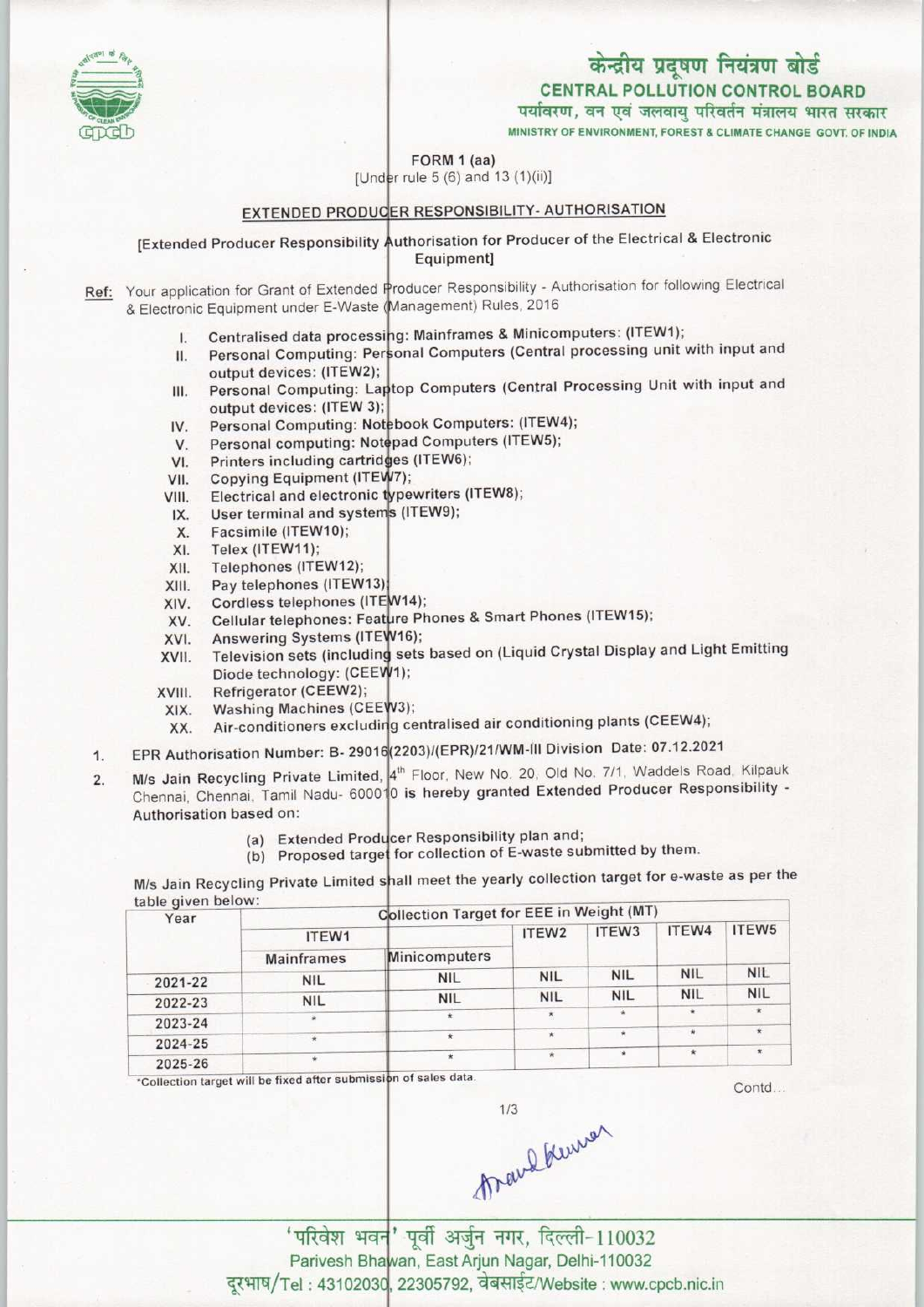केन्द्रीय प्रदूषण नियंत्रण बोर्ड

**CENTRAL POLLUTION CONTROL BOARD**

पर्यावरण, वन एवं जलवायु परिवर्तन मंत्रालय भारत सरकार

MINISTRY OF ENVIRONMENT, FOREST & CLIMATE CHANGE GOVT. OF INDIA

FORM 1 (aa)

[Under rule 5 (6) and 13 (1)(ii)]

## EXTENDED PRODUCER RESPONSIBILITY- AUTHORISATION

[Extended Producer Responsibility Authorisation for Producer of the Electrical & Electronic Equipment]

**Ref:** Your application for Grant of Extended Producer Responsibility - Authorisation for following Electrical & Electronic Equipment under E-Waste (Management) Rules, 2016

I. Centralised data processing: Mainframes & Minicomputers: (ITEW1);
II. Personal Computing: Personal Computers (Central processing unit with input and output devices: (ITEW2);
III. Personal Computing: Laptop Computers (Central Processing Unit with input and output devices: (ITEW 3);
IV. Personal Computing: Notebook Computers: (ITEW4);
V. Personal computing: Notepad Computers (ITEW5);
VI. Printers including cartridges (ITEW6);
VII. Copying Equipment (ITEW7);
VIII. Electrical and electronic typewriters (ITEW8);
IX. User terminal and systems (ITEW9);
X. Facsimile (ITEW10);
XI. Telex (ITEW11);
XII. Telephones (ITEW12);
XIII. Pay telephones (ITEW13);
XIV. Cordless telephones (ITEW14);
XV. Cellular telephones: Feature Phones & Smart Phones (ITEW15);
XVI. Answering Systems (ITEW16);
XVII. Television sets (including sets based on (Liquid Crystal Display and Light Emitting Diode technology: (CEEW1);
XVIII. Refrigerator (CEEW2);
XIX. Washing Machines (CEEW3);
XX. Air-conditioners excluding centralised air conditioning plants (CEEW4);

1. EPR Authorisation Number: B- 29016(2203)/(EPR)/21/WM-III Division Date: 07.12.2021

2. M/s Jain Recycling Private Limited, 4th Floor, New No. 20, Old No. 7/1, Waddels Road, Kilpauk Chennai, Chennai, Tamil Nadu- 600010 is hereby granted Extended Producer Responsibility - Authorisation based on:

   (a) Extended Producer Responsibility plan and;
   (b) Proposed target for collection of E-waste submitted by them.

M/s Jain Recycling Private Limited shall meet the yearly collection target for e-waste as per the table given below:

| Year | Collection Target for EEE in Weight (MT) | | | | | |
|---|---|---|---|---|---|---|
| | ITEW1 | | ITEW2 | ITEW3 | ITEW4 | ITEW5 |
| | Mainframes | Minicomputers | | | | |
| 2021-22 | NIL | NIL | NIL | NIL | NIL | NIL |
| 2022-23 | NIL | NIL | NIL | NIL | NIL | NIL |
| 2023-24 | * | * | * | * | * | * |
| 2024-25 | * | * | * | * | * | * |
| 2025-26 | * | * | * | * | * | * |

*Collection target will be fixed after submission of sales data.

Contd...

'परिवेश भवन' पूर्वी अर्जुन नगर, दिल्ली-110032

Parivesh Bhawan, East Arjun Nagar, Delhi-110032

दूरभाष/Tel : 43102030, 22305792, वेबसाईट/Website : www.cpcb.nic.in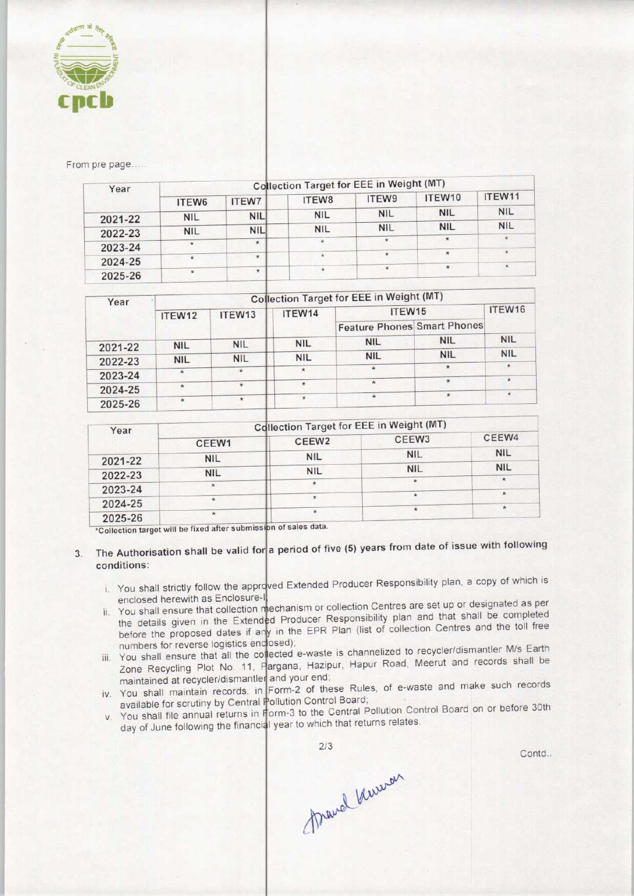From pre page.....

| Year | Collection Target for EEE in Weight (MT) | | | | | |
|---|---|---|---|---|---|---|
| | ITEW6 | ITEW7 | ITEW8 | ITEW9 | ITEW10 | ITEW11 |
| 2021-22 | NIL | NIL | NIL | NIL | NIL | NIL |
| 2022-23 | NIL | NIL | NIL | NIL | NIL | NIL |
| 2023-24 | * | * | * | * | * | * |
| 2024-25 | * | * | * | * | * | * |
| 2025-26 | * | * | * | * | * | * |

| Year | Collection Target for EEE in Weight (MT) | | | | | |
|---|---|---|---|---|---|---|
| | ITEW12 | ITEW13 | ITEW14 | ITEW15 | | ITEW16 |
| | | | | Feature Phones | Smart Phones | |
| 2021-22 | NIL | NIL | NIL | NIL | NIL | NIL |
| 2022-23 | NIL | NIL | NIL | NIL | NIL | NIL |
| 2023-24 | * | * | * | * | * | * |
| 2024-25 | * | * | * | * | * | * |
| 2025-26 | * | * | * | * | * | * |

| Year | Collection Target for EEE in Weight (MT) | | | |
|---|---|---|---|---|
| | CEEW1 | CEEW2 | CEEW3 | CEEW4 |
| 2021-22 | NIL | NIL | NIL | NIL |
| 2022-23 | NIL | NIL | NIL | NIL |
| 2023-24 | * | * | * | * |
| 2024-25 | * | * | * | * |
| 2025-26 | * | * | * | * |

*Collection target will be fixed after submission of sales data.

3. The Authorisation shall be valid for a period of five (5) years from date of issue with following conditions:

   i. You shall strictly follow the approved Extended Producer Responsibility plan, a copy of which is enclosed herewith as Enclosure-I;

   ii. You shall ensure that collection mechanism or collection Centres are set up or designated as per the details given in the Extended Producer Responsibility plan and that shall be completed before the proposed dates if any in the EPR Plan (list of collection Centres and the toll free numbers for reverse logistics enclosed);

   iii. You shall ensure that all the collected e-waste is channelized to recycler/dismantler M/s Earth Zone Recycling Plot No. 11, Pargana, Hazipur, Hapur Road, Meerut and records shall be maintained at recycler/dismantler and your end;

   iv. You shall maintain records, in Form-2 of these Rules, of e-waste and make such records available for scrutiny by Central Pollution Control Board;

   v. You shall file annual returns in Form-3 to the Central Pollution Control Board on or before 30th day of June following the financial year to which that returns relates.

Contd..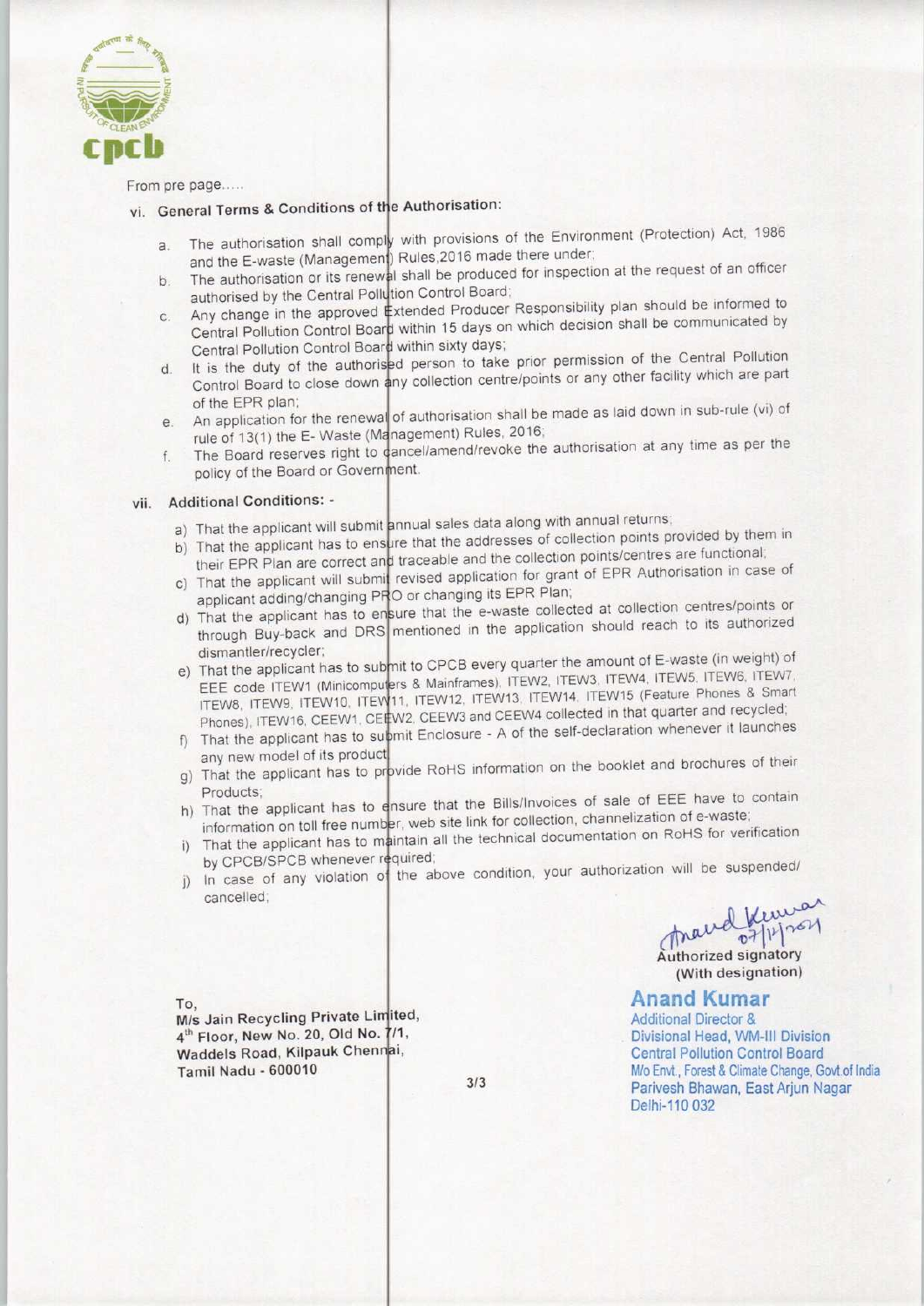From pre page.....

vi. **General Terms & Conditions of the Authorisation:**

a. The authorisation shall comply with provisions of the Environment (Protection) Act, 1986 and the E-waste (Management) Rules,2016 made there under;
b. The authorisation or its renewal shall be produced for inspection at the request of an officer authorised by the Central Pollution Control Board;
c. Any change in the approved Extended Producer Responsibility plan should be informed to Central Pollution Control Board within 15 days on which decision shall be communicated by Central Pollution Control Board within sixty days;
d. It is the duty of the authorised person to take prior permission of the Central Pollution Control Board to close down any collection centre/points or any other facility which are part of the EPR plan;
e. An application for the renewal of authorisation shall be made as laid down in sub-rule (vi) of rule of 13(1) the E- Waste (Management) Rules, 2016;
f. The Board reserves right to cancel/amend/revoke the authorisation at any time as per the policy of the Board or Government.

vii. **Additional Conditions: -**

a) That the applicant will submit annual sales data along with annual returns;
b) That the applicant has to ensure that the addresses of collection points provided by them in their EPR Plan are correct and traceable and the collection points/centres are functional;
c) That the applicant will submit revised application for grant of EPR Authorisation in case of applicant adding/changing PRO or changing its EPR Plan;
d) That the applicant has to ensure that the e-waste collected at collection centres/points or through Buy-back and DRS mentioned in the application should reach to its authorized dismantler/recycler;
e) That the applicant has to submit to CPCB every quarter the amount of E-waste (in weight) of EEE code ITEW1 (Minicomputers & Mainframes), ITEW2, ITEW3, ITEW4, ITEW5, ITEW6, ITEW7, ITEW8, ITEW9, ITEW10, ITEW11, ITEW12, ITEW13, ITEW14, ITEW15 (Feature Phones & Smart Phones), ITEW16, CEEW1, CEEW2, CEEW3 and CEEW4 collected in that quarter and recycled;
f) That the applicant has to submit Enclosure - A of the self-declaration whenever it launches any new model of its product;
g) That the applicant has to provide RoHS information on the booklet and brochures of their Products;
h) That the applicant has to ensure that the Bills/Invoices of sale of EEE have to contain information on toll free number, web site link for collection, channelization of e-waste;
i) That the applicant has to maintain all the technical documentation on RoHS for verification by CPCB/SPCB whenever required;
j) In case of any violation of the above condition, your authorization will be suspended/ cancelled;

Anand Kumar 07/12/2021
Authorized signatory
(With designation)

**Anand Kumar**
Additional Director &
Divisional Head, WM-III Division
Central Pollution Control Board
M/o Envt., Forest & Climate Change, Govt of India
Parivesh Bhawan, East Arjun Nagar
Delhi-110 032

To,
**M/s Jain Recycling Private Limited,**
**4th Floor, New No. 20, Old No. 7/1,**
**Waddels Road, Kilpauk Chennai,**
**Tamil Nadu - 600010**